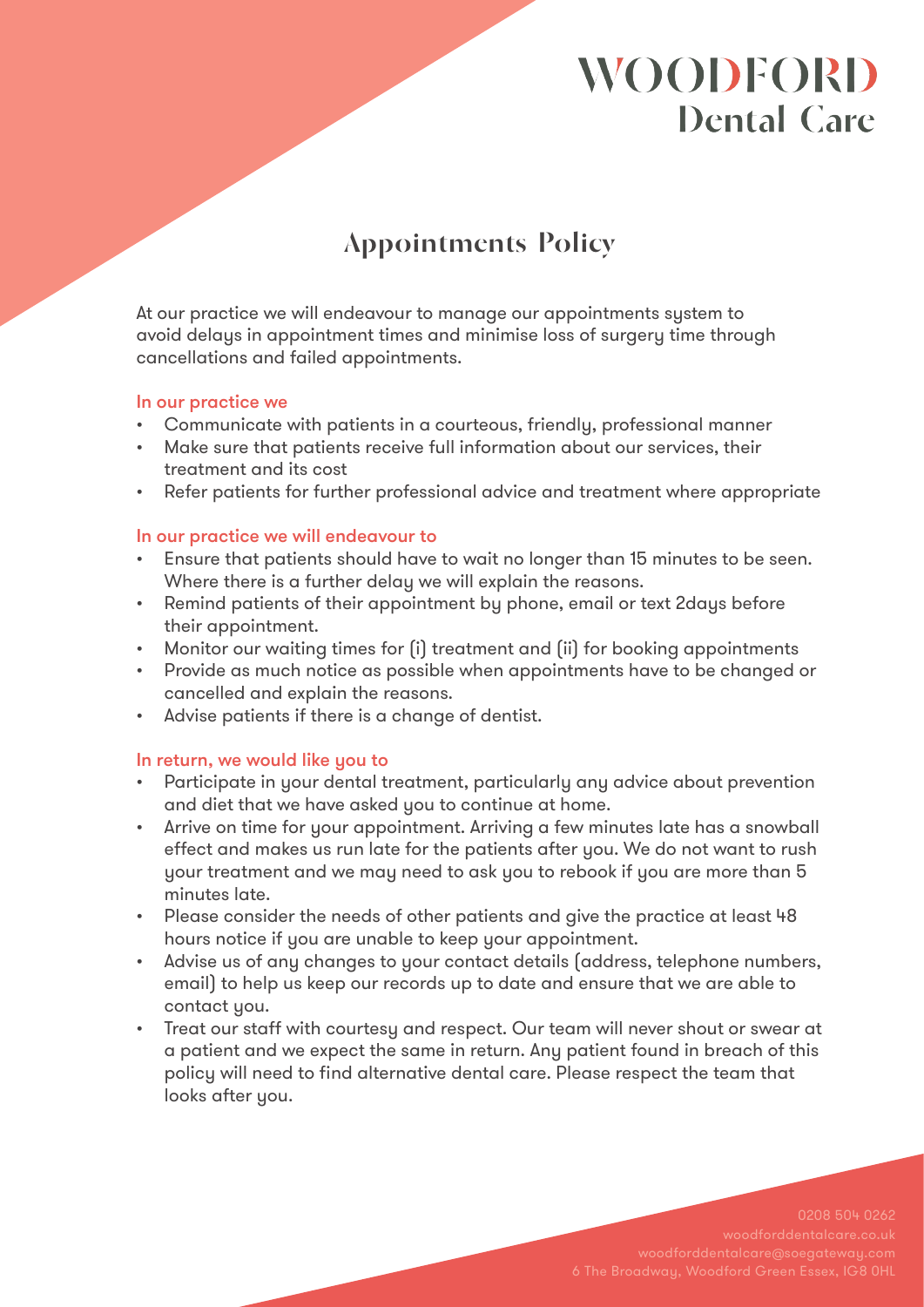# WOODFORD Dental Care

## Appointments Policy

At our practice we will endeavour to manage our appointments system to avoid delays in appointment times and minimise loss of surgery time through cancellations and failed appointments.

### In our practice we

- Communicate with patients in a courteous, friendly, professional manner
- Make sure that patients receive full information about our services, their treatment and its cost
- Refer patients for further professional advice and treatment where appropriate

### In our practice we will endeavour to

- Ensure that patients should have to wait no longer than 15 minutes to be seen. Where there is a further delay we will explain the reasons.
- Remind patients of their appointment by phone, email or text 2days before their appointment.
- Monitor our waiting times for (i) treatment and (ii) for booking appointments
- Provide as much notice as possible when appointments have to be changed or cancelled and explain the reasons.
- Advise patients if there is a change of dentist.

### In return, we would like you to

- Participate in your dental treatment, particularly any advice about prevention and diet that we have asked you to continue at home.
- Arrive on time for your appointment. Arriving a few minutes late has a snowball effect and makes us run late for the patients after you. We do not want to rush your treatment and we may need to ask you to rebook if you are more than 5 minutes late.
- Please consider the needs of other patients and give the practice at least 48 hours notice if you are unable to keep your appointment.
- Advise us of any changes to your contact details (address, telephone numbers, email) to help us keep our records up to date and ensure that we are able to contact you.
- Treat our staff with courtesy and respect. Our team will never shout or swear at a patient and we expect the same in return. Any patient found in breach of this policy will need to find alternative dental care. Please respect the team that looks after you.

0208 504 0262
woodforddentalcare.co.uk
woodforddentalcare@soegateway.com
6 The Broadway, Woodford Green Essex, IG8 0HL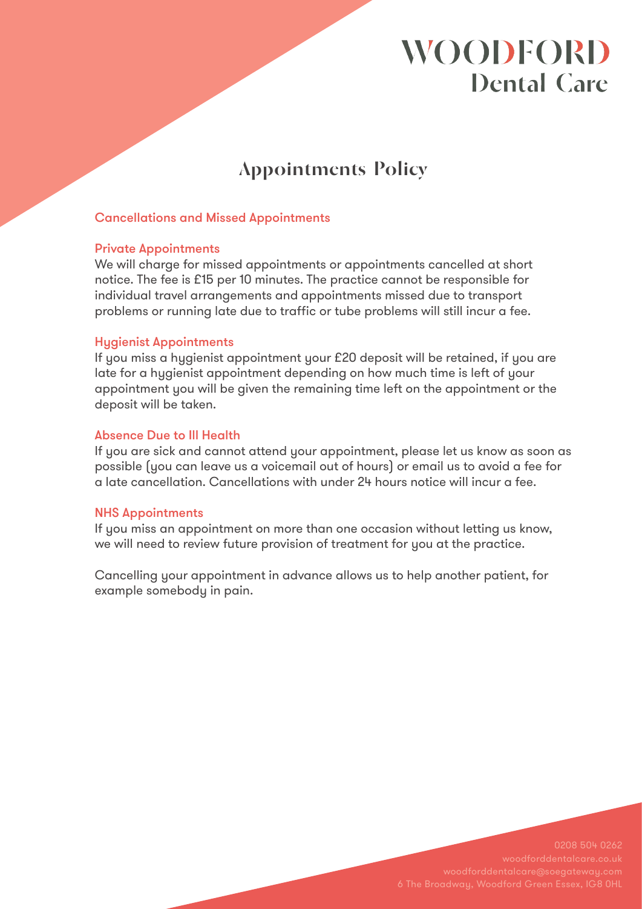# WOODFORD Dental Care

## Appointments Policy

### Cancellations and Missed Appointments

### Private Appointments

We will charge for missed appointments or appointments cancelled at short notice. The fee is £15 per 10 minutes. The practice cannot be responsible for individual travel arrangements and appointments missed due to transport problems or running late due to traffic or tube problems will still incur a fee.

### Hygienist Appointments

If you miss a hygienist appointment your £20 deposit will be retained, if you are late for a hygienist appointment depending on how much time is left of your appointment you will be given the remaining time left on the appointment or the deposit will be taken.

### Absence Due to Ill Health

If you are sick and cannot attend your appointment, please let us know as soon as possible (you can leave us a voicemail out of hours) or email us to avoid a fee for a late cancellation. Cancellations with under 24 hours notice will incur a fee.

### NHS Appointments

If you miss an appointment on more than one occasion without letting us know, we will need to review future provision of treatment for you at the practice.

Cancelling your appointment in advance allows us to help another patient, for example somebody in pain.

0208 504 0262
woodforddentalcare.co.uk
woodforddentalcare@soegateway.com
6 The Broadway, Woodford Green Essex, IG8 0HL